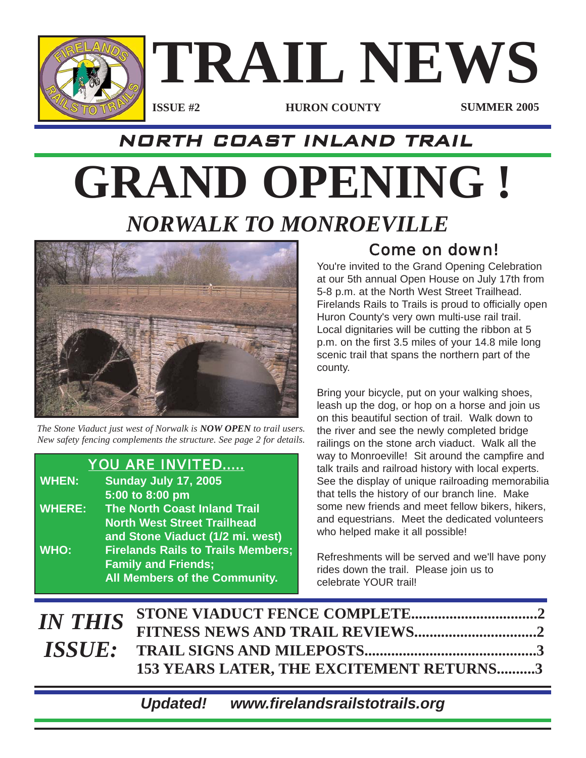# TRAIL NEWS

**ISSUE #2** **HURON COUNTY** **SUMMER 2005**

## NORTH COAST INLAND TRAIL

# GRAND OPENING !

## *NORWALK TO MONROEVILLE*

*The Stone Viaduct just west of Norwalk is **NOW OPEN** to trail users. New safety fencing complements the structure. See page 2 for details.*

### YOU ARE INVITED.....

**WHEN:** **Sunday July 17, 2005**
**5:00 to 8:00 pm**

**WHERE:** **The North Coast Inland Trail**
**North West Street Trailhead**
**and Stone Viaduct (1/2 mi. west)**

**WHO:** **Firelands Rails to Trails Members;**
**Family and Friends;**
**All Members of the Community.**

### Come on down!

You're invited to the Grand Opening Celebration at our 5th annual Open House on July 17th from 5-8 p.m. at the North West Street Trailhead. Firelands Rails to Trails is proud to officially open Huron County's very own multi-use rail trail. Local dignitaries will be cutting the ribbon at 5 p.m. on the first 3.5 miles of your 14.8 mile long scenic trail that spans the northern part of the county.

Bring your bicycle, put on your walking shoes, leash up the dog, or hop on a horse and join us on this beautiful section of trail. Walk down to the river and see the newly completed bridge railings on the stone arch viaduct. Walk all the way to Monroeville! Sit around the campfire and talk trails and railroad history with local experts. See the display of unique railroading memorabilia that tells the history of our branch line. Make some new friends and meet fellow bikers, hikers, and equestrians. Meet the dedicated volunteers who helped make it all possible!

Refreshments will be served and we'll have pony rides down the trail. Please join us to celebrate YOUR trail!

## *IN THIS ISSUE:*

**STONE VIADUCT FENCE COMPLETE................................2**
**FITNESS NEWS AND TRAIL REVIEWS...............................2**
**TRAIL SIGNS AND MILEPOSTS...........................................3**
**153 YEARS LATER, THE EXCITEMENT RETURNS..........3**

***Updated! www.firelandsrailstotrails.org***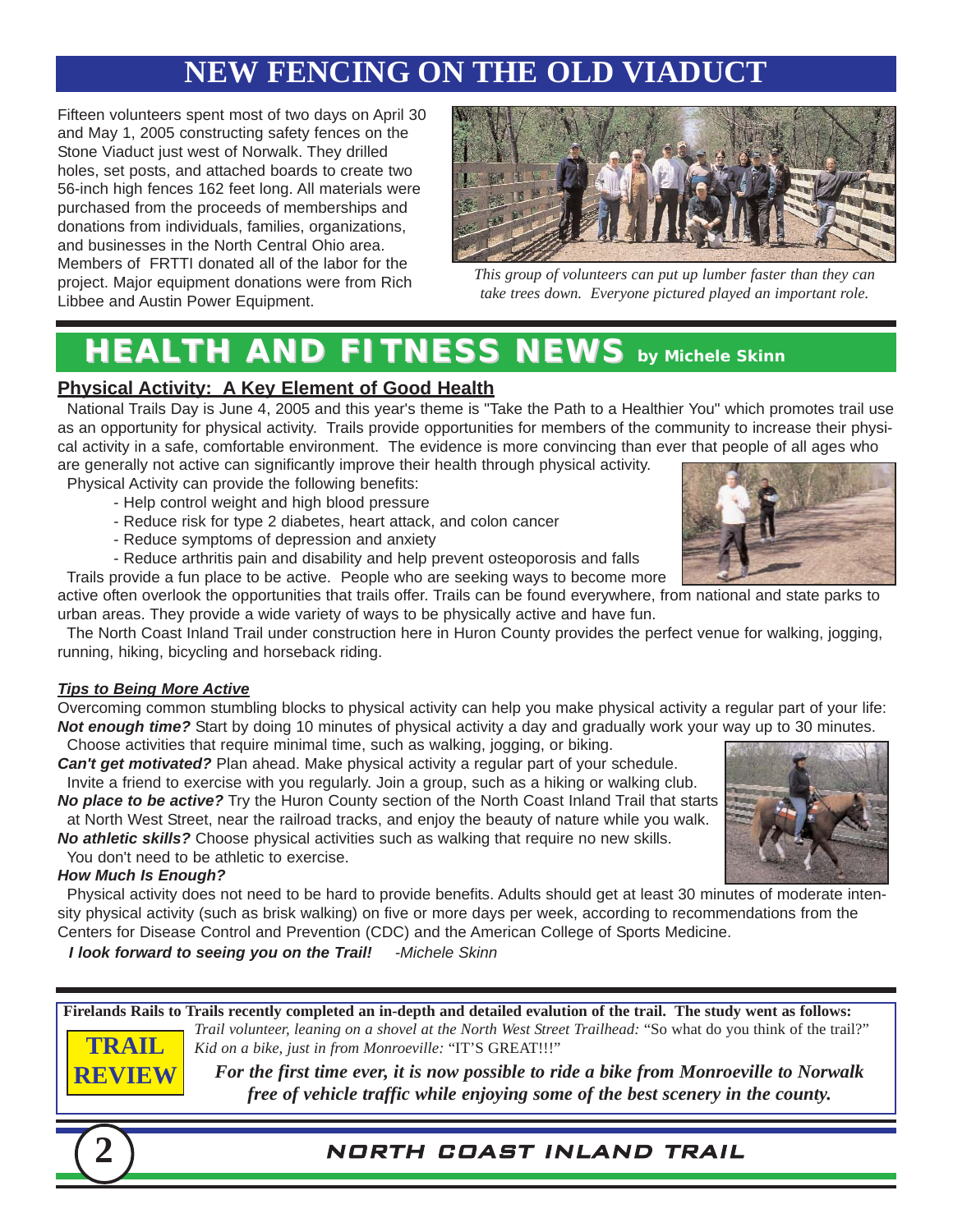# NEW FENCING ON THE OLD VIADUCT

Fifteen volunteers spent most of two days on April 30 and May 1, 2005 constructing safety fences on the Stone Viaduct just west of Norwalk. They drilled holes, set posts, and attached boards to create two 56-inch high fences 162 feet long. All materials were purchased from the proceeds of memberships and donations from individuals, families, organizations, and businesses in the North Central Ohio area. Members of FRTTI donated all of the labor for the project. Major equipment donations were from Rich Libbee and Austin Power Equipment.

*This group of volunteers can put up lumber faster than they can take trees down. Everyone pictured played an important role.*

# HEALTH AND FITNESS NEWS by Michele Skinn

## Physical Activity: A Key Element of Good Health

National Trails Day is June 4, 2005 and this year's theme is "Take the Path to a Healthier You" which promotes trail use as an opportunity for physical activity. Trails provide opportunities for members of the community to increase their physical activity in a safe, comfortable environment. The evidence is more convincing than ever that people of all ages who are generally not active can significantly improve their health through physical activity.

Physical Activity can provide the following benefits:

- Help control weight and high blood pressure
- Reduce risk for type 2 diabetes, heart attack, and colon cancer
- Reduce symptoms of depression and anxiety
- Reduce arthritis pain and disability and help prevent osteoporosis and falls

Trails provide a fun place to be active. People who are seeking ways to become more active often overlook the opportunities that trails offer. Trails can be found everywhere, from national and state parks to urban areas. They provide a wide variety of ways to be physically active and have fun.

The North Coast Inland Trail under construction here in Huron County provides the perfect venue for walking, jogging, running, hiking, bicycling and horseback riding.

### *Tips to Being More Active*

Overcoming common stumbling blocks to physical activity can help you make physical activity a regular part of your life:

***Not enough time?*** Start by doing 10 minutes of physical activity a day and gradually work your way up to 30 minutes. Choose activities that require minimal time, such as walking, jogging, or biking.

***Can't get motivated?*** Plan ahead. Make physical activity a regular part of your schedule. Invite a friend to exercise with you regularly. Join a group, such as a hiking or walking club.

***No place to be active?*** Try the Huron County section of the North Coast Inland Trail that starts at North West Street, near the railroad tracks, and enjoy the beauty of nature while you walk.

***No athletic skills?*** Choose physical activities such as walking that require no new skills. You don't need to be athletic to exercise.

***How Much Is Enough?***

Physical activity does not need to be hard to provide benefits. Adults should get at least 30 minutes of moderate intensity physical activity (such as brisk walking) on five or more days per week, according to recommendations from the Centers for Disease Control and Prevention (CDC) and the American College of Sports Medicine.

***I look forward to seeing you on the Trail!*** *-Michele Skinn*

---

**Firelands Rails to Trails recently completed an in-depth and detailed evalution of the trail. The study went as follows:**

**TRAIL REVIEW**

*Trail volunteer, leaning on a shovel at the North West Street Trailhead:* "So what do you think of the trail?"
*Kid on a bike, just in from Monroeville:* "IT'S GREAT!!!"

***For the first time ever, it is now possible to ride a bike from Monroeville to Norwalk free of vehicle traffic while enjoying some of the best scenery in the county.***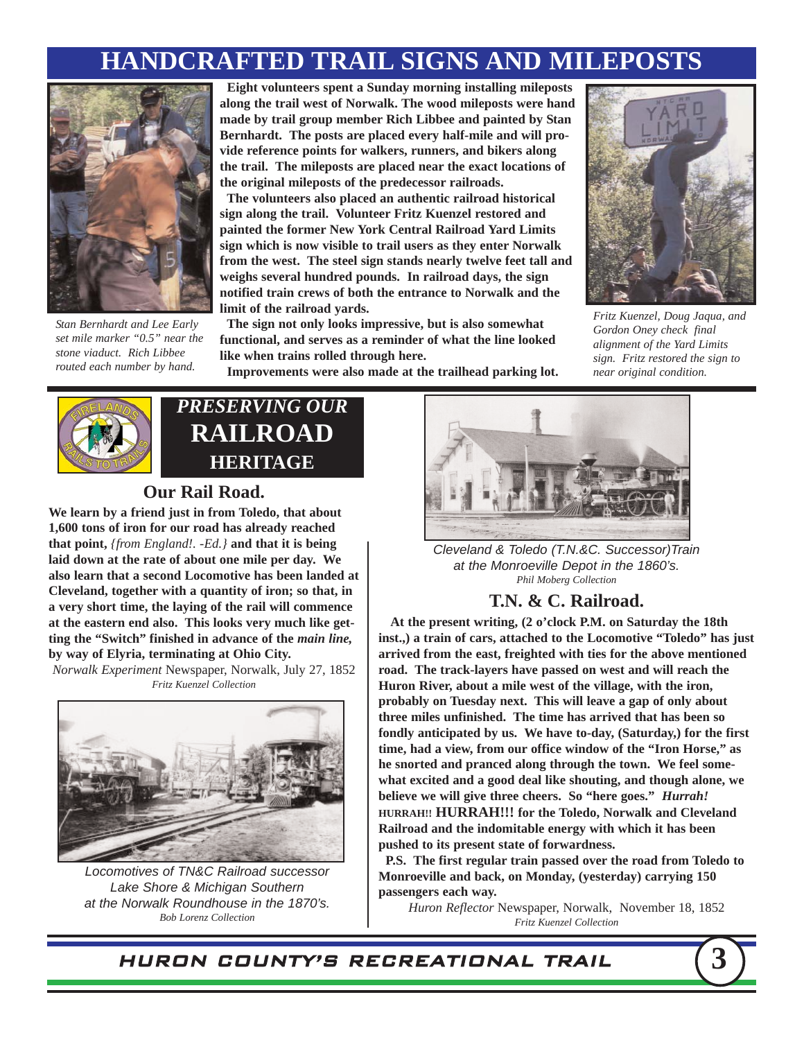# HANDCRAFTED TRAIL SIGNS AND MILEPOSTS

*Stan Bernhardt and Lee Early set mile marker "0.5" near the stone viaduct. Rich Libbee routed each number by hand.*

**Eight volunteers spent a Sunday morning installing mileposts along the trail west of Norwalk. The wood mileposts were hand made by trail group member Rich Libbee and painted by Stan Bernhardt. The posts are placed every half-mile and will provide reference points for walkers, runners, and bikers along the trail. The mileposts are placed near the exact locations of the original mileposts of the predecessor railroads.**

**The volunteers also placed an authentic railroad historical sign along the trail. Volunteer Fritz Kuenzel restored and painted the former New York Central Railroad Yard Limits sign which is now visible to trail users as they enter Norwalk from the west. The steel sign stands nearly twelve feet tall and weighs several hundred pounds. In railroad days, the sign notified train crews of both the entrance to Norwalk and the limit of the railroad yards.**

**The sign not only looks impressive, but is also somewhat functional, and serves as a reminder of what the line looked like when trains rolled through here.**

**Improvements were also made at the trailhead parking lot.**

*Fritz Kuenzel, Doug Jaqua, and Gordon Oney check final alignment of the Yard Limits sign. Fritz restored the sign to near original condition.*

## *PRESERVING OUR* RAILROAD HERITAGE

### Our Rail Road.

**We learn by a friend just in from Toledo, that about 1,600 tons of iron for our road has already reached that point,** *{from England!. -Ed.}* **and that it is being laid down at the rate of about one mile per day. We also learn that a second Locomotive has been landed at Cleveland, together with a quantity of iron; so that, in a very short time, the laying of the rail will commence at the eastern end also. This looks very much like getting the "Switch" finished in advance of the** ***main line,*** **by way of Elyria, terminating at Ohio City.**

*Norwalk Experiment* Newspaper, Norwalk, July 27, 1852
*Fritz Kuenzel Collection*

Locomotives of TN&C Railroad successor Lake Shore & Michigan Southern at the Norwalk Roundhouse in the 1870's.
*Bob Lorenz Collection*

Cleveland & Toledo (T.N.&C. Successor)Train at the Monroeville Depot in the 1860's.
*Phil Moberg Collection*

### T.N. & C. Railroad.

**At the present writing, (2 o'clock P.M. on Saturday the 18th inst.,) a train of cars, attached to the Locomotive "Toledo" has just arrived from the east, freighted with ties for the above mentioned road. The track-layers have passed on west and will reach the Huron River, about a mile west of the village, with the iron, probably on Tuesday next. This will leave a gap of only about three miles unfinished. The time has arrived that has been so fondly anticipated by us. We have to-day, (Saturday,) for the first time, had a view, from our office window of the "Iron Horse," as he snorted and pranced along through the town. We feel somewhat excited and a good deal like shouting, and though alone, we believe we will give three cheers. So "here goes."** ***Hurrah!*** **HURRAH!! HURRAH!!! for the Toledo, Norwalk and Cleveland Railroad and the indomitable energy with which it has been pushed to its present state of forwardness.**

**P.S. The first regular train passed over the road from Toledo to Monroeville and back, on Monday, (yesterday) carrying 150 passengers each way.**

*Huron Reflector* Newspaper, Norwalk, November 18, 1852
*Fritz Kuenzel Collection*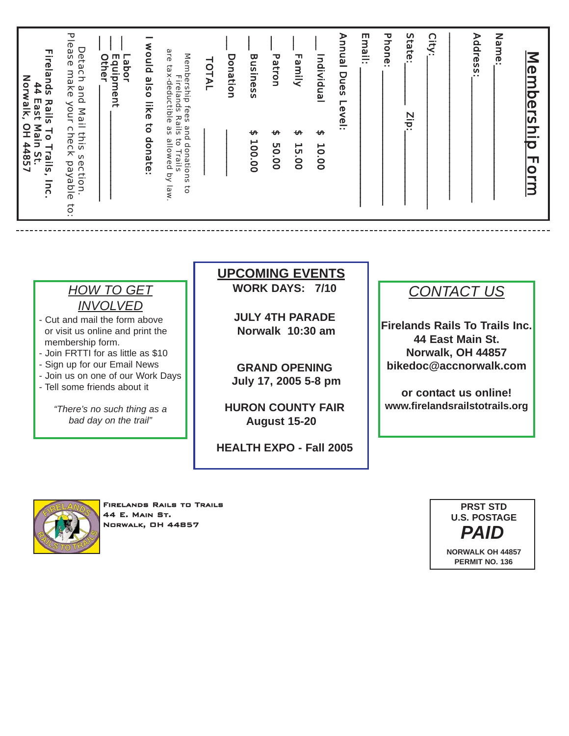## Membership Form

Name: ____________________

Address: ____________________

____________________

City: ____________________

State: ______ Zip: ____________

Phone: ____________________

Email: ____________________

Annual Dues Level:

___ Individual $ 10.00

___ Family $ 15.00

___ Patron $ 50.00

___ Business $ 100.00

___ Donation ________

TOTAL ________

Membership fees and donations to Firelands Rails to Trails are tax-deductible as allowed by law.

**I would also like to donate:**

___ Labor

___ Equipment ____________

___ Other ____________

Detach and Mail this section.
Please make your check payable to:

**Firelands Rails To Trails, Inc.**
**44 East Main St.**
**Norwalk, OH 44857**

---

### *HOW TO GET INVOLVED*

- Cut and mail the form above or visit us online and print the membership form.
- Join FRTTI for as little as $10
- Sign up for our Email News
- Join us on one of our Work Days
- Tell some friends about it

*"There's no such thing as a bad day on the trail"*

### UPCOMING EVENTS

**WORK DAYS: 7/10**

**JULY 4TH PARADE**
**Norwalk 10:30 am**

**GRAND OPENING**
**July 17, 2005 5-8 pm**

**HURON COUNTY FAIR**
**August 15-20**

**HEALTH EXPO - Fall 2005**

### *CONTACT US*

**Firelands Rails To Trails Inc.**
**44 East Main St.**
**Norwalk, OH 44857**
**bikedoc@accnorwalk.com**

**or contact us online!**
**www.firelandsrailstotrails.org**

FIRELANDS RAILS TO TRAILS
44 E. MAIN ST.
NORWALK, OH 44857

PRST STD
U.S. POSTAGE
**PAID**
NORWALK OH 44857
PERMIT NO. 136